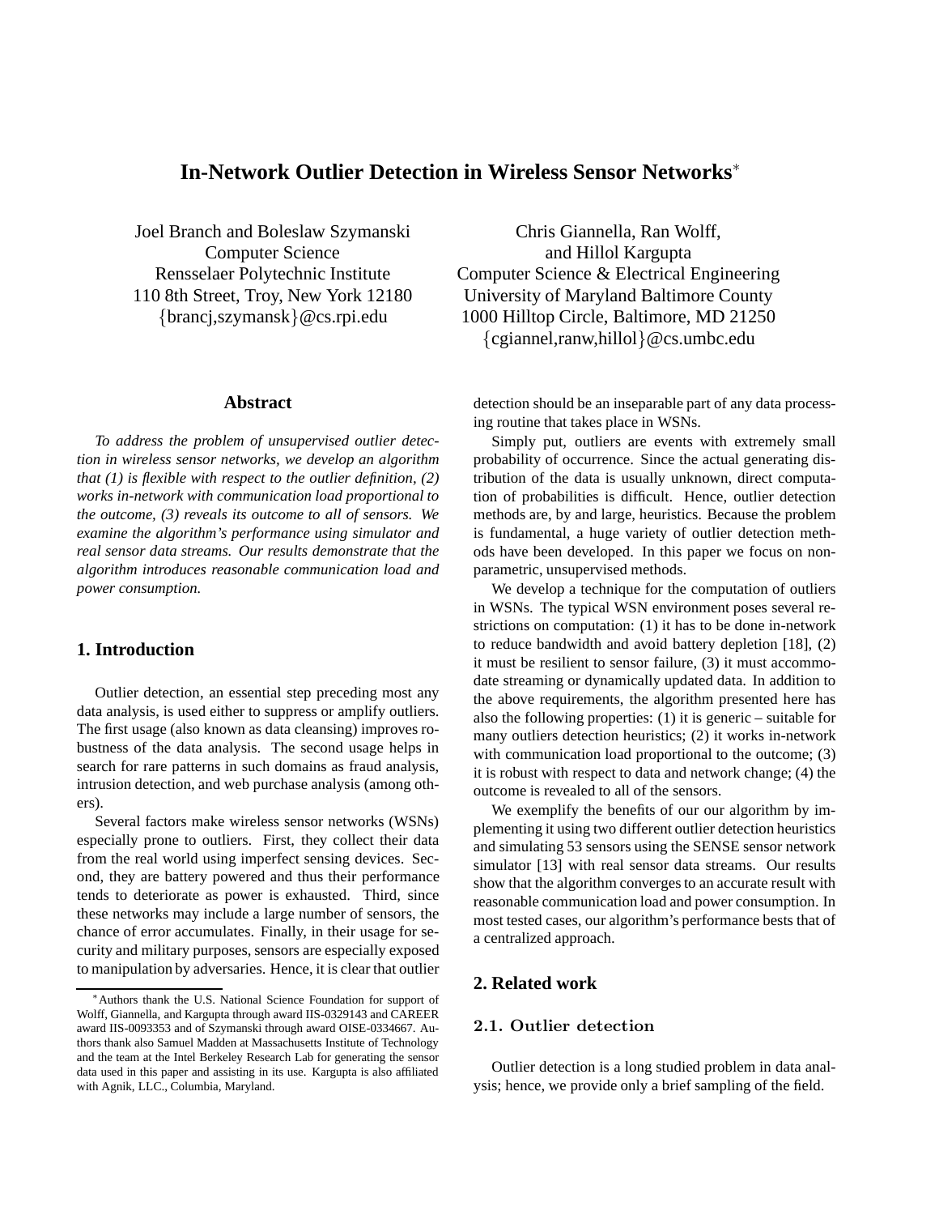# In-Network Outlier Detection in Wireless Sensor Networks[*]

Joel Branch and Boleslaw Szymanski
Computer Science
Rensselaer Polytechnic Institute
110 8th Street, Troy, New York 12180
{brancj,szymansk}@cs.rpi.edu

Chris Giannella, Ran Wolff,
and Hillol Kargupta
Computer Science & Electrical Engineering
University of Maryland Baltimore County
1000 Hilltop Circle, Baltimore, MD 21250
{cgiannel,ranw,hillol}@cs.umbc.edu

### Abstract

*To address the problem of unsupervised outlier detection in wireless sensor networks, we develop an algorithm that (1) is flexible with respect to the outlier definition, (2) works in-network with communication load proportional to the outcome, (3) reveals its outcome to all of sensors. We examine the algorithm's performance using simulator and real sensor data streams. Our results demonstrate that the algorithm introduces reasonable communication load and power consumption.*

## 1. Introduction

Outlier detection, an essential step preceding most any data analysis, is used either to suppress or amplify outliers. The first usage (also known as data cleansing) improves robustness of the data analysis. The second usage helps in search for rare patterns in such domains as fraud analysis, intrusion detection, and web purchase analysis (among others).

Several factors make wireless sensor networks (WSNs) especially prone to outliers. First, they collect their data from the real world using imperfect sensing devices. Second, they are battery powered and thus their performance tends to deteriorate as power is exhausted. Third, since these networks may include a large number of sensors, the chance of error accumulates. Finally, in their usage for security and military purposes, sensors are especially exposed to manipulation by adversaries. Hence, it is clear that outlier detection should be an inseparable part of any data processing routine that takes place in WSNs.

Simply put, outliers are events with extremely small probability of occurrence. Since the actual generating distribution of the data is usually unknown, direct computation of probabilities is difficult. Hence, outlier detection methods are, by and large, heuristics. Because the problem is fundamental, a huge variety of outlier detection methods have been developed. In this paper we focus on non-parametric, unsupervised methods.

We develop a technique for the computation of outliers in WSNs. The typical WSN environment poses several restrictions on computation: (1) it has to be done in-network to reduce bandwidth and avoid battery depletion [18], (2) it must be resilient to sensor failure, (3) it must accommodate streaming or dynamically updated data. In addition to the above requirements, the algorithm presented here has also the following properties: (1) it is generic – suitable for many outliers detection heuristics; (2) it works in-network with communication load proportional to the outcome; (3) it is robust with respect to data and network change; (4) the outcome is revealed to all of the sensors.

We exemplify the benefits of our our algorithm by implementing it using two different outlier detection heuristics and simulating 53 sensors using the SENSE sensor network simulator [13] with real sensor data streams. Our results show that the algorithm converges to an accurate result with reasonable communication load and power consumption. In most tested cases, our algorithm's performance bests that of a centralized approach.

## 2. Related work

### 2.1. Outlier detection

Outlier detection is a long studied problem in data analysis; hence, we provide only a brief sampling of the field.

[*] Authors thank the U.S. National Science Foundation for support of Wolff, Giannella, and Kargupta through award IIS-0329143 and CAREER award IIS-0093353 and of Szymanski through award OISE-0334667. Authors thank also Samuel Madden at Massachusetts Institute of Technology and the team at the Intel Berkeley Research Lab for generating the sensor data used in this paper and assisting in its use. Kargupta is also affiliated with Agnik, LLC., Columbia, Maryland.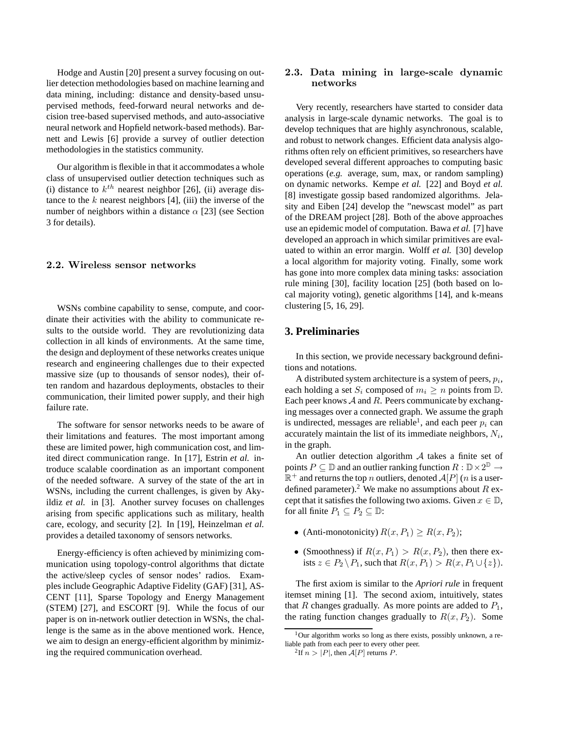Hodge and Austin [20] present a survey focusing on outlier detection methodologies based on machine learning and data mining, including: distance and density-based unsupervised methods, feed-forward neural networks and decision tree-based supervised methods, and auto-associative neural network and Hopfield network-based methods). Barnett and Lewis [6] provide a survey of outlier detection methodologies in the statistics community.

Our algorithm is flexible in that it accommodates a whole class of unsupervised outlier detection techniques such as (i) distance to $k^{th}$ nearest neighbor [26], (ii) average distance to the $k$ nearest neighbors [4], (iii) the inverse of the number of neighbors within a distance $\alpha$ [23] (see Section 3 for details).

### 2.2. Wireless sensor networks

WSNs combine capability to sense, compute, and coordinate their activities with the ability to communicate results to the outside world. They are revolutionizing data collection in all kinds of environments. At the same time, the design and deployment of these networks creates unique research and engineering challenges due to their expected massive size (up to thousands of sensor nodes), their often random and hazardous deployments, obstacles to their communication, their limited power supply, and their high failure rate.

The software for sensor networks needs to be aware of their limitations and features. The most important among these are limited power, high communication cost, and limited direct communication range. In [17], Estrin *et al.* introduce scalable coordination as an important component of the needed software. A survey of the state of the art in WSNs, including the current challenges, is given by Akyildiz *et al.* in [3]. Another survey focuses on challenges arising from specific applications such as military, health care, ecology, and security [2]. In [19], Heinzelman *et al.* provides a detailed taxonomy of sensors networks.

Energy-efficiency is often achieved by minimizing communication using topology-control algorithms that dictate the active/sleep cycles of sensor nodes' radios. Examples include Geographic Adaptive Fidelity (GAF) [31], ASCENT [11], Sparse Topology and Energy Management (STEM) [27], and ESCORT [9]. While the focus of our paper is on in-network outlier detection in WSNs, the challenge is the same as in the above mentioned work. Hence, we aim to design an energy-efficient algorithm by minimizing the required communication overhead.

### 2.3. Data mining in large-scale dynamic networks

Very recently, researchers have started to consider data analysis in large-scale dynamic networks. The goal is to develop techniques that are highly asynchronous, scalable, and robust to network changes. Efficient data analysis algorithms often rely on efficient primitives, so researchers have developed several different approaches to computing basic operations (*e.g.* average, sum, max, or random sampling) on dynamic networks. Kempe *et al.* [22] and Boyd *et al.* [8] investigate gossip based randomized algorithms. Jelasity and Eiben [24] develop the "newscast model" as part of the DREAM project [28]. Both of the above approaches use an epidemic model of computation. Bawa *et al.* [7] have developed an approach in which similar primitives are evaluated to within an error margin. Wolff *et al.* [30] develop a local algorithm for majority voting. Finally, some work has gone into more complex data mining tasks: association rule mining [30], facility location [25] (both based on local majority voting), genetic algorithms [14], and k-means clustering [5, 16, 29].

## 3. Preliminaries

In this section, we provide necessary background definitions and notations.

A distributed system architecture is a system of peers, $p_i$, each holding a set $S_i$ composed of $m_i \geq n$ points from $\mathbb{D}$. Each peer knows $\mathcal{A}$ and $R$. Peers communicate by exchanging messages over a connected graph. We assume the graph is undirected, messages are reliable[1], and each peer $p_i$ can accurately maintain the list of its immediate neighbors, $N_i$, in the graph.

An outlier detection algorithm $\mathcal{A}$ takes a finite set of points $P \subseteq \mathbb{D}$ and an outlier ranking function $R : \mathbb{D} \times 2^{\mathbb{D}} \rightarrow \mathbb{R}^+$ and returns the top $n$ outliers, denoted $\mathcal{A}[P]$ ($n$ is a user-defined parameter).[2] We make no assumptions about $R$ except that it satisfies the following two axioms. Given $x \in \mathbb{D}$, for all finite $P_1 \subseteq P_2 \subseteq \mathbb{D}$:

- (Anti-monotonicity) $R(x, P_1) \geq R(x, P_2)$;
- (Smoothness) if $R(x, P_1) > R(x, P_2)$, then there exists $z \in P_2 \setminus P_1$, such that $R(x, P_1) > R(x, P_1 \cup \{z\})$.

The first axiom is similar to the *Apriori rule* in frequent itemset mining [1]. The second axiom, intuitively, states that $R$ changes gradually. As more points are added to $P_1$, the rating function changes gradually to $R(x, P_2)$. Some

[1] Our algorithm works so long as there exists, possibly unknown, a reliable path from each peer to every other peer.

[2] If $n > |P|$, then $\mathcal{A}[P]$ returns $P$.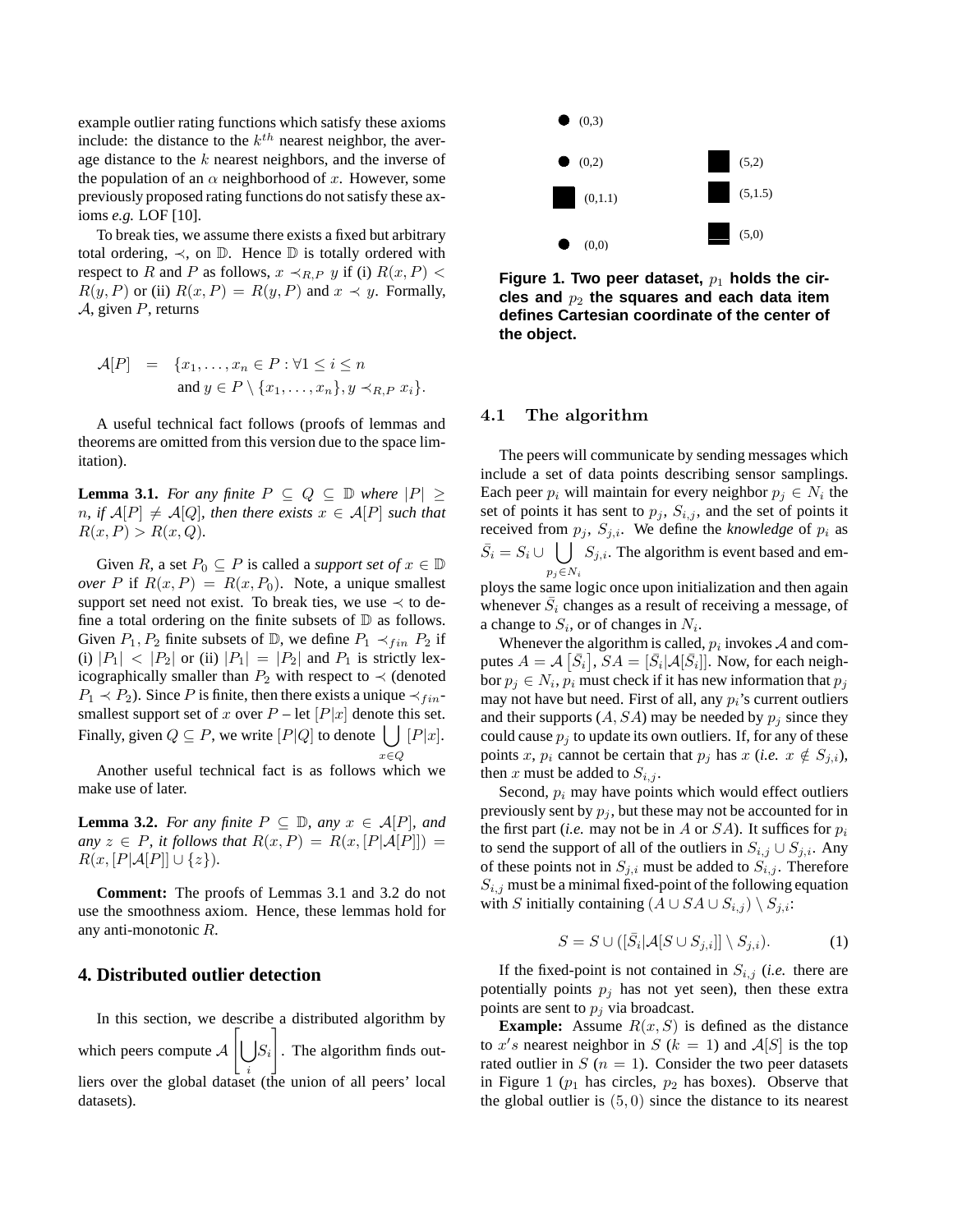example outlier rating functions which satisfy these axioms include: the distance to the $k^{th}$ nearest neighbor, the average distance to the $k$ nearest neighbors, and the inverse of the population of an $\alpha$ neighborhood of $x$. However, some previously proposed rating functions do not satisfy these axioms *e.g.* LOF [10].

To break ties, we assume there exists a fixed but arbitrary total ordering, $\prec$, on $\mathbb{D}$. Hence $\mathbb{D}$ is totally ordered with respect to $R$ and $P$ as follows, $x \prec_{R,P} y$ if (i) $R(x,P) < R(y,P)$ or (ii) $R(x,P) = R(y,P)$ and $x \prec y$. Formally, $\mathcal{A}$, given $P$, returns

$$\mathcal{A}[P] = \{x_1, \ldots, x_n \in P : \forall 1 \leq i \leq n \text{ and } y \in P \setminus \{x_1, \ldots, x_n\}, y \prec_{R,P} x_i\}.$$

A useful technical fact follows (proofs of lemmas and theorems are omitted from this version due to the space limitation).

**Lemma 3.1.** *For any finite $P \subseteq Q \subseteq \mathbb{D}$ where $|P| \geq n$, if $\mathcal{A}[P] \neq \mathcal{A}[Q]$, then there exists $x \in \mathcal{A}[P]$ such that $R(x,P) > R(x,Q)$.*

Given $R$, a set $P_0 \subseteq P$ is called a *support set of* $x \in \mathbb{D}$ *over* $P$ if $R(x,P) = R(x,P_0)$. Note, a unique smallest support set need not exist. To break ties, we use $\prec$ to define a total ordering on the finite subsets of $\mathbb{D}$ as follows. Given $P_1, P_2$ finite subsets of $\mathbb{D}$, we define $P_1 \prec_{fin} P_2$ if (i) $|P_1| < |P_2|$ or (ii) $|P_1| = |P_2|$ and $P_1$ is strictly lexicographically smaller than $P_2$ with respect to $\prec$ (denoted $P_1 \prec P_2$). Since $P$ is finite, then there exists a unique $\prec_{fin}$-smallest support set of $x$ over $P$ – let $[P|x]$ denote this set. Finally, given $Q \subseteq P$, we write $[P|Q]$ to denote $\bigcup_{x \in Q} [P|x]$.

Another useful technical fact is as follows which we make use of later.

**Lemma 3.2.** *For any finite $P \subseteq \mathbb{D}$, any $x \in \mathcal{A}[P]$, and any $z \in P$, it follows that $R(x,P) = R(x,[P|\mathcal{A}[P]]) = R(x,[P|\mathcal{A}[P]] \cup \{z\})$.*

**Comment:** The proofs of Lemmas 3.1 and 3.2 do not use the smoothness axiom. Hence, these lemmas hold for any anti-monotonic $R$.

## 4. Distributed outlier detection

In this section, we describe a distributed algorithm by which peers compute $\mathcal{A}\left[\bigcup_i S_i\right]$. The algorithm finds outliers over the global dataset (the union of all peers' local datasets).

**Figure 1. Two peer dataset, $p_1$ holds the circles and $p_2$ the squares and each data item defines Cartesian coordinate of the center of the object.**

### 4.1 The algorithm

The peers will communicate by sending messages which include a set of data points describing sensor samplings. Each peer $p_i$ will maintain for every neighbor $p_j \in N_i$ the set of points it has sent to $p_j$, $S_{i,j}$, and the set of points it received from $p_j$, $S_{j,i}$. We define the *knowledge* of $p_i$ as $\bar{S}_i = S_i \cup \bigcup_{p_j \in N_i} S_{j,i}$. The algorithm is event based and employs the same logic once upon initialization and then again whenever $\bar{S}_i$ changes as a result of receiving a message, of a change to $S_i$, or of changes in $N_i$.

Whenever the algorithm is called, $p_i$ invokes $\mathcal{A}$ and computes $A = \mathcal{A}\left[\bar{S}_i\right]$, $SA = [\bar{S}_i|\mathcal{A}[\bar{S}_i]]$. Now, for each neighbor $p_j \in N_i$, $p_i$ must check if it has new information that $p_j$ may not have but need. First of all, any $p_i$'s current outliers and their supports $(A, SA)$ may be needed by $p_j$ since they could cause $p_j$ to update its own outliers. If, for any of these points $x$, $p_i$ cannot be certain that $p_j$ has $x$ (*i.e.* $x \notin S_{j,i}$), then $x$ must be added to $S_{i,j}$.

Second, $p_i$ may have points which would effect outliers previously sent by $p_j$, but these may not be accounted for in the first part (*i.e.* may not be in $A$ or $SA$). It suffices for $p_i$ to send the support of all of the outliers in $S_{i,j} \cup S_{j,i}$. Any of these points not in $S_{j,i}$ must be added to $S_{i,j}$. Therefore $S_{i,j}$ must be a minimal fixed-point of the following equation with $S$ initially containing $(A \cup SA \cup S_{i,j}) \setminus S_{j,i}$:

$$S = S \cup ([\bar{S}_i|\mathcal{A}[S \cup S_{j,i}]] \setminus S_{j,i}). \tag{1}$$

If the fixed-point is not contained in $S_{i,j}$ (*i.e.* there are potentially points $p_j$ has not yet seen), then these extra points are sent to $p_j$ via broadcast.

**Example:** Assume $R(x,S)$ is defined as the distance to $x's$ nearest neighbor in $S$ ($k = 1$) and $\mathcal{A}[S]$ is the top rated outlier in $S$ ($n = 1$). Consider the two peer datasets in Figure 1 ($p_1$ has circles, $p_2$ has boxes). Observe that the global outlier is $(5,0)$ since the distance to its nearest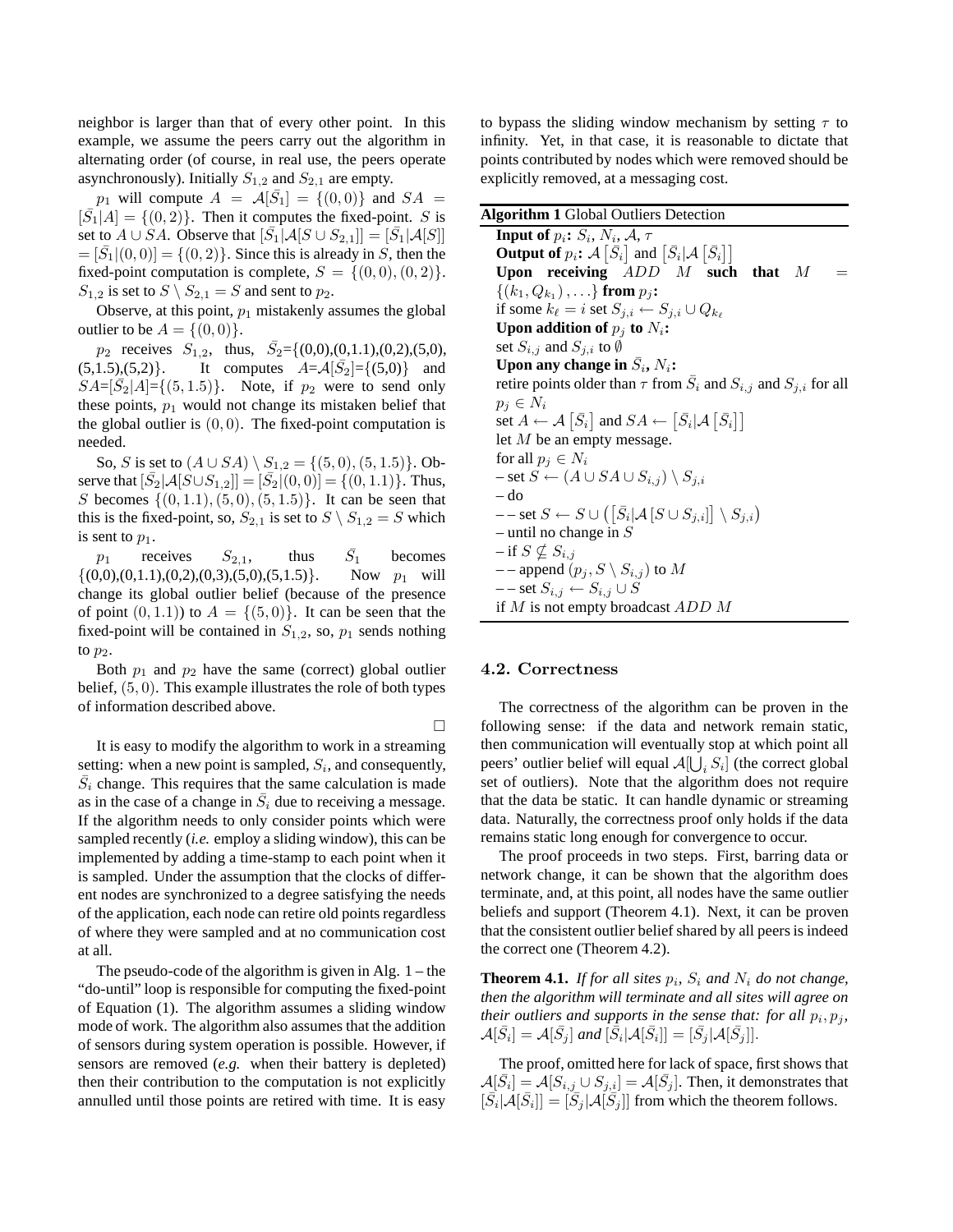neighbor is larger than that of every other point. In this example, we assume the peers carry out the algorithm in alternating order (of course, in real use, the peers operate asynchronously). Initially $S_{1,2}$ and $S_{2,1}$ are empty.

$p_1$ will compute $A = \mathcal{A}[\bar{S_1}] = \{(0,0)\}$ and $SA = [\bar{S_1}|A] = \{(0,2)\}$. Then it computes the fixed-point. $S$ is set to $A \cup SA$. Observe that $[\bar{S_1}|\mathcal{A}[S \cup S_{2,1}]] = [\bar{S_1}|\mathcal{A}[S]] = [\bar{S_1}|(0,0)] = \{(0,2)\}$. Since this is already in $S$, then the fixed-point computation is complete, $S = \{(0,0),(0,2)\}$. $S_{1,2}$ is set to $S \setminus S_{2,1} = S$ and sent to $p_2$.

Observe, at this point, $p_1$ mistakenly assumes the global outlier to be $A = \{(0,0)\}$.

$p_2$ receives $S_{1,2}$, thus, $\bar{S_2}$={(0,0),(0,1.1),(0,2),(5,0),(5,1.5),(5,2)}. It computes $A$=$\mathcal{A}[\bar{S_2}]$={(5,0)} and $SA$=$[\bar{S_2}|A]$={(5,1.5)}. Note, if $p_2$ were to send only these points, $p_1$ would not change its mistaken belief that the global outlier is $(0,0)$. The fixed-point computation is needed.

So, $S$ is set to $(A \cup SA) \setminus S_{1,2} = \{(5,0),(5,1.5)\}$. Observe that $[\bar{S_2}|\mathcal{A}[S \cup S_{1,2}]] = [\bar{S_2}|(0,0)] = \{(0,1.1)\}$. Thus, $S$ becomes $\{(0,1.1),(5,0),(5,1.5)\}$. It can be seen that this is the fixed-point, so, $S_{2,1}$ is set to $S \setminus S_{1,2} = S$ which is sent to $p_1$.

$p_1$ receives $S_{2,1}$, thus $\bar{S_1}$ becomes {(0,0),(0,1.1),(0,2),(0,3),(5,0),(5,1.5)}. Now $p_1$ will change its global outlier belief (because of the presence of point $(0,1.1)$) to $A = \{(5,0)\}$. It can be seen that the fixed-point will be contained in $S_{1,2}$, so, $p_1$ sends nothing to $p_2$.

Both $p_1$ and $p_2$ have the same (correct) global outlier belief, $(5,0)$. This example illustrates the role of both types of information described above.

□

It is easy to modify the algorithm to work in a streaming setting: when a new point is sampled, $S_i$, and consequently, $\bar{S_i}$ change. This requires that the same calculation is made as in the case of a change in $\bar{S_i}$ due to receiving a message. If the algorithm needs to only consider points which were sampled recently (*i.e.* employ a sliding window), this can be implemented by adding a time-stamp to each point when it is sampled. Under the assumption that the clocks of different nodes are synchronized to a degree satisfying the needs of the application, each node can retire old points regardless of where they were sampled and at no communication cost at all.

The pseudo-code of the algorithm is given in Alg. 1 – the "do-until" loop is responsible for computing the fixed-point of Equation (1). The algorithm assumes a sliding window mode of work. The algorithm also assumes that the addition of sensors during system operation is possible. However, if sensors are removed (*e.g.* when their battery is depleted) then their contribution to the computation is not explicitly annulled until those points are retired with time. It is easy to bypass the sliding window mechanism by setting $\tau$ to infinity. Yet, in that case, it is reasonable to dictate that points contributed by nodes which were removed should be explicitly removed, at a messaging cost.

**Algorithm 1** Global Outliers Detection

**Input of** $p_i$**:** $S_i$, $N_i$, $\mathcal{A}$, $\tau$
**Output of** $p_i$**:** $\mathcal{A}\left[\bar{S_i}\right]$ and $\left[\bar{S_i}|\mathcal{A}\left[\bar{S_i}\right]\right]$
**Upon receiving** $ADD\ M$ **such that** $M = \{(k_1, Q_{k_1}), \ldots\}$ **from** $p_j$**:**
if some $k_\ell = i$ set $S_{j,i} \leftarrow S_{j,i} \cup Q_{k_\ell}$
**Upon addition of** $p_j$ **to** $N_i$**:**
set $S_{i,j}$ and $S_{j,i}$ to $\emptyset$
**Upon any change in** $\bar{S_i}$**,** $N_i$**:**
retire points older than $\tau$ from $\bar{S_i}$ and $S_{i,j}$ and $S_{j,i}$ for all $p_j \in N_i$
set $A \leftarrow \mathcal{A}\left[\bar{S_i}\right]$ and $SA \leftarrow \left[\bar{S_i}|\mathcal{A}\left[\bar{S_i}\right]\right]$
let $M$ be an empty message.
for all $p_j \in N_i$
– set $S \leftarrow (A \cup SA \cup S_{i,j}) \setminus S_{j,i}$
– do
– – set $S \leftarrow S \cup \left(\left[\bar{S_i}|\mathcal{A}\left[S \cup S_{j,i}\right]\right] \setminus S_{j,i}\right)$
– until no change in $S$
– if $S \not\subseteq S_{i,j}$
– – append $(p_j, S \setminus S_{i,j})$ to $M$
– – set $S_{i,j} \leftarrow S_{i,j} \cup S$
if $M$ is not empty broadcast $ADD\ M$

### 4.2. Correctness

The correctness of the algorithm can be proven in the following sense: if the data and network remain static, then communication will eventually stop at which point all peers' outlier belief will equal $\mathcal{A}[\bigcup_i S_i]$ (the correct global set of outliers). Note that the algorithm does not require that the data be static. It can handle dynamic or streaming data. Naturally, the correctness proof only holds if the data remains static long enough for convergence to occur.

The proof proceeds in two steps. First, barring data or network change, it can be shown that the algorithm does terminate, and, at this point, all nodes have the same outlier beliefs and support (Theorem 4.1). Next, it can be proven that the consistent outlier belief shared by all peers is indeed the correct one (Theorem 4.2).

**Theorem 4.1.** *If for all sites $p_i$, $S_i$ and $N_i$ do not change, then the algorithm will terminate and all sites will agree on their outliers and supports in the sense that: for all $p_i, p_j$, $\mathcal{A}[\bar{S_i}] = \mathcal{A}[\bar{S_j}]$ and $[\bar{S_i}|\mathcal{A}[\bar{S_i}]] = [\bar{S_j}|\mathcal{A}[\bar{S_j}]]$.*

The proof, omitted here for lack of space, first shows that $\mathcal{A}[\bar{S_i}] = \mathcal{A}[S_{i,j} \cup S_{j,i}] = \mathcal{A}[\bar{S_j}]$. Then, it demonstrates that $[\bar{S_i}|\mathcal{A}[\bar{S_i}]] = [\bar{S_j}|\mathcal{A}[\bar{S_j}]]$ from which the theorem follows.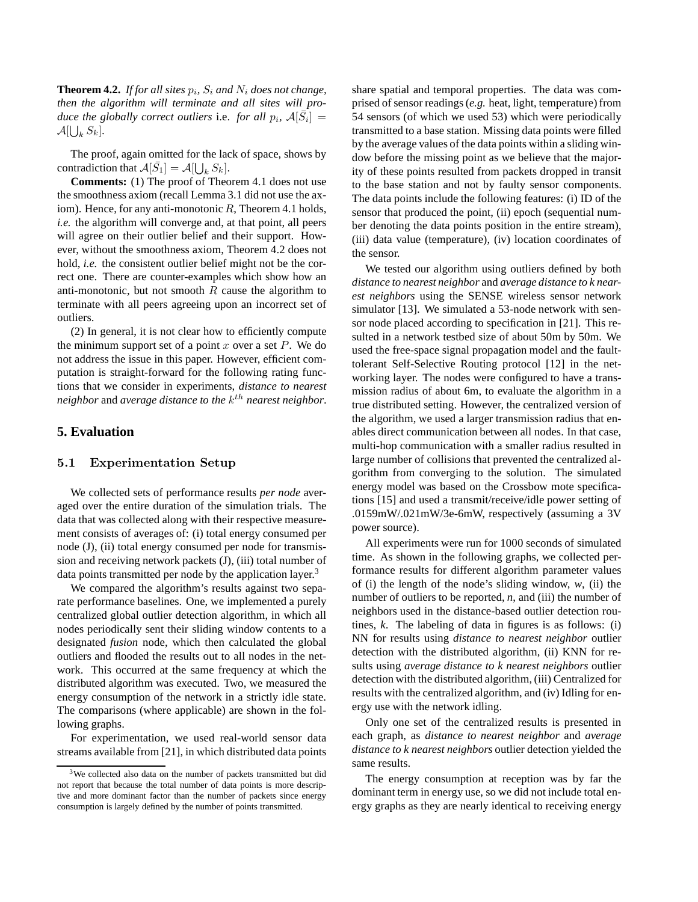**Theorem 4.2.** *If for all sites $p_i$, $S_i$ and $N_i$ does not change, then the algorithm will terminate and all sites will produce the globally correct outliers* i.e. *for all $p_i$, $\mathcal{A}[\bar{S}_i] = \mathcal{A}[\bigcup_k S_k]$.*

The proof, again omitted for the lack of space, shows by contradiction that $\mathcal{A}[\bar{S}_1] = \mathcal{A}[\bigcup_k S_k]$.

**Comments:** (1) The proof of Theorem 4.1 does not use the smoothness axiom (recall Lemma 3.1 did not use the axiom). Hence, for any anti-monotonic $R$, Theorem 4.1 holds, *i.e.* the algorithm will converge and, at that point, all peers will agree on their outlier belief and their support. However, without the smoothness axiom, Theorem 4.2 does not hold, *i.e.* the consistent outlier belief might not be the correct one. There are counter-examples which show how an anti-monotonic, but not smooth $R$ cause the algorithm to terminate with all peers agreeing upon an incorrect set of outliers.

(2) In general, it is not clear how to efficiently compute the minimum support set of a point $x$ over a set $P$. We do not address the issue in this paper. However, efficient computation is straight-forward for the following rating functions that we consider in experiments, *distance to nearest neighbor* and *average distance to the $k^{th}$ nearest neighbor*.

# 5. Evaluation

## 5.1 Experimentation Setup

We collected sets of performance results *per node* averaged over the entire duration of the simulation trials. The data that was collected along with their respective measurement consists of averages of: (i) total energy consumed per node (J), (ii) total energy consumed per node for transmission and receiving network packets (J), (iii) total number of data points transmitted per node by the application layer.[3]

We compared the algorithm's results against two separate performance baselines. One, we implemented a purely centralized global outlier detection algorithm, in which all nodes periodically sent their sliding window contents to a designated *fusion* node, which then calculated the global outliers and flooded the results out to all nodes in the network. This occurred at the same frequency at which the distributed algorithm was executed. Two, we measured the energy consumption of the network in a strictly idle state. The comparisons (where applicable) are shown in the following graphs.

For experimentation, we used real-world sensor data streams available from [21], in which distributed data points share spatial and temporal properties. The data was comprised of sensor readings (*e.g.* heat, light, temperature) from 54 sensors (of which we used 53) which were periodically transmitted to a base station. Missing data points were filled by the average values of the data points within a sliding window before the missing point as we believe that the majority of these points resulted from packets dropped in transit to the base station and not by faulty sensor components. The data points include the following features: (i) ID of the sensor that produced the point, (ii) epoch (sequential number denoting the data points position in the entire stream), (iii) data value (temperature), (iv) location coordinates of the sensor.

We tested our algorithm using outliers defined by both *distance to nearest neighbor* and *average distance to k nearest neighbors* using the SENSE wireless sensor network simulator [13]. We simulated a 53-node network with sensor node placed according to specification in [21]. This resulted in a network testbed size of about 50m by 50m. We used the free-space signal propagation model and the fault-tolerant Self-Selective Routing protocol [12] in the networking layer. The nodes were configured to have a transmission radius of about 6m, to evaluate the algorithm in a true distributed setting. However, the centralized version of the algorithm, we used a larger transmission radius that enables direct communication between all nodes. In that case, multi-hop communication with a smaller radius resulted in large number of collisions that prevented the centralized algorithm from converging to the solution. The simulated energy model was based on the Crossbow mote specifications [15] and used a transmit/receive/idle power setting of .0159mW/.021mW/3e-6mW, respectively (assuming a 3V power source).

All experiments were run for 1000 seconds of simulated time. As shown in the following graphs, we collected performance results for different algorithm parameter values of (i) the length of the node's sliding window, *w*, (ii) the number of outliers to be reported, *n*, and (iii) the number of neighbors used in the distance-based outlier detection routines, *k*. The labeling of data in figures is as follows: (i) NN for results using *distance to nearest neighbor* outlier detection with the distributed algorithm, (ii) KNN for results using *average distance to k nearest neighbors* outlier detection with the distributed algorithm, (iii) Centralized for results with the centralized algorithm, and (iv) Idling for energy use with the network idling.

Only one set of the centralized results is presented in each graph, as *distance to nearest neighbor* and *average distance to k nearest neighbors* outlier detection yielded the same results.

The energy consumption at reception was by far the dominant term in energy use, so we did not include total energy graphs as they are nearly identical to receiving energy

[3] We collected also data on the number of packets transmitted but did not report that because the total number of data points is more descriptive and more dominant factor than the number of packets since energy consumption is largely defined by the number of points transmitted.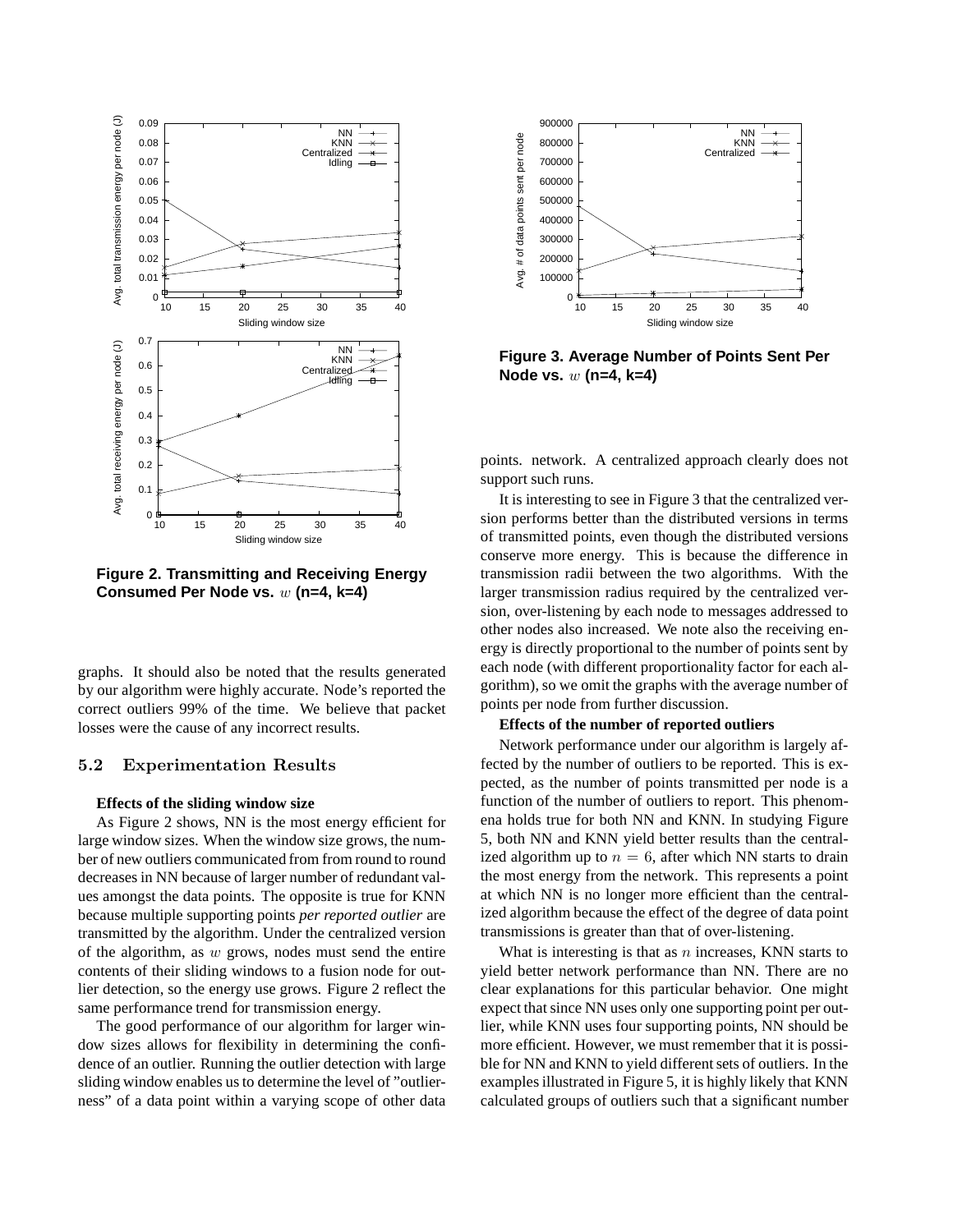**Figure 2. Transmitting and Receiving Energy Consumed Per Node vs. $w$ (n=4, k=4)**

**Figure 3. Average Number of Points Sent Per Node vs. $w$ (n=4, k=4)**

graphs. It should also be noted that the results generated by our algorithm were highly accurate. Node's reported the correct outliers 99% of the time. We believe that packet losses were the cause of any incorrect results.

### 5.2 Experimentation Results

**Effects of the sliding window size**

As Figure 2 shows, NN is the most energy efficient for large window sizes. When the window size grows, the number of new outliers communicated from from round to round decreases in NN because of larger number of redundant values amongst the data points. The opposite is true for KNN because multiple supporting points *per reported outlier* are transmitted by the algorithm. Under the centralized version of the algorithm, as $w$ grows, nodes must send the entire contents of their sliding windows to a fusion node for outlier detection, so the energy use grows. Figure 2 reflect the same performance trend for transmission energy.

The good performance of our algorithm for larger window sizes allows for flexibility in determining the confidence of an outlier. Running the outlier detection with large sliding window enables us to determine the level of "outlierness" of a data point within a varying scope of other data points. network. A centralized approach clearly does not support such runs.

It is interesting to see in Figure 3 that the centralized version performs better than the distributed versions in terms of transmitted points, even though the distributed versions conserve more energy. This is because the difference in transmission radii between the two algorithms. With the larger transmission radius required by the centralized version, over-listening by each node to messages addressed to other nodes also increased. We note also the receiving energy is directly proportional to the number of points sent by each node (with different proportionality factor for each algorithm), so we omit the graphs with the average number of points per node from further discussion.

**Effects of the number of reported outliers**

Network performance under our algorithm is largely affected by the number of outliers to be reported. This is expected, as the number of points transmitted per node is a function of the number of outliers to report. This phenomena holds true for both NN and KNN. In studying Figure 5, both NN and KNN yield better results than the centralized algorithm up to $n = 6$, after which NN starts to drain the most energy from the network. This represents a point at which NN is no longer more efficient than the centralized algorithm because the effect of the degree of data point transmissions is greater than that of over-listening.

What is interesting is that as $n$ increases, KNN starts to yield better network performance than NN. There are no clear explanations for this particular behavior. One might expect that since NN uses only one supporting point per outlier, while KNN uses four supporting points, NN should be more efficient. However, we must remember that it is possible for NN and KNN to yield different sets of outliers. In the examples illustrated in Figure 5, it is highly likely that KNN calculated groups of outliers such that a significant number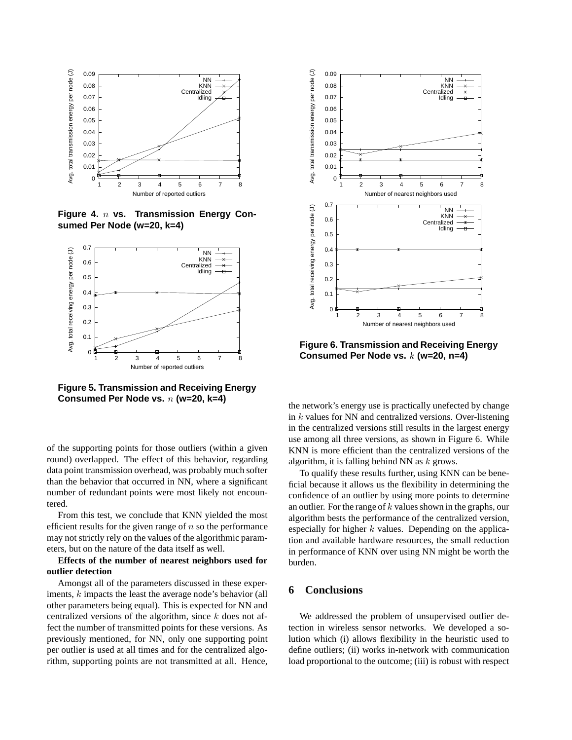**Figure 4.** $n$ **vs. Transmission Energy Consumed Per Node (w=20, k=4)**

**Figure 5. Transmission and Receiving Energy Consumed Per Node vs.** $n$ **(w=20, k=4)**

of the supporting points for those outliers (within a given round) overlapped. The effect of this behavior, regarding data point transmission overhead, was probably much softer than the behavior that occurred in NN, where a significant number of redundant points were most likely not encountered.

From this test, we conclude that KNN yielded the most efficient results for the given range of $n$ so the performance may not strictly rely on the values of the algorithmic parameters, but on the nature of the data itself as well.

**Effects of the number of nearest neighbors used for outlier detection**

Amongst all of the parameters discussed in these experiments, $k$ impacts the least the average node's behavior (all other parameters being equal). This is expected for NN and centralized versions of the algorithm, since $k$ does not affect the number of transmitted points for these versions. As previously mentioned, for NN, only one supporting point per outlier is used at all times and for the centralized algorithm, supporting points are not transmitted at all. Hence,

**Figure 6. Transmission and Receiving Energy Consumed Per Node vs.** $k$ **(w=20, n=4)**

the network's energy use is practically unefected by change in $k$ values for NN and centralized versions. Over-listening in the centralized versions still results in the largest energy use among all three versions, as shown in Figure 6. While KNN is more efficient than the centralized versions of the algorithm, it is falling behind NN as $k$ grows.

To qualify these results further, using KNN can be beneficial because it allows us the flexibility in determining the confidence of an outlier by using more points to determine an outlier. For the range of $k$ values shown in the graphs, our algorithm bests the performance of the centralized version, especially for higher $k$ values. Depending on the application and available hardware resources, the small reduction in performance of KNN over using NN might be worth the burden.

## 6 Conclusions

We addressed the problem of unsupervised outlier detection in wireless sensor networks. We developed a solution which (i) allows flexibility in the heuristic used to define outliers; (ii) works in-network with communication load proportional to the outcome; (iii) is robust with respect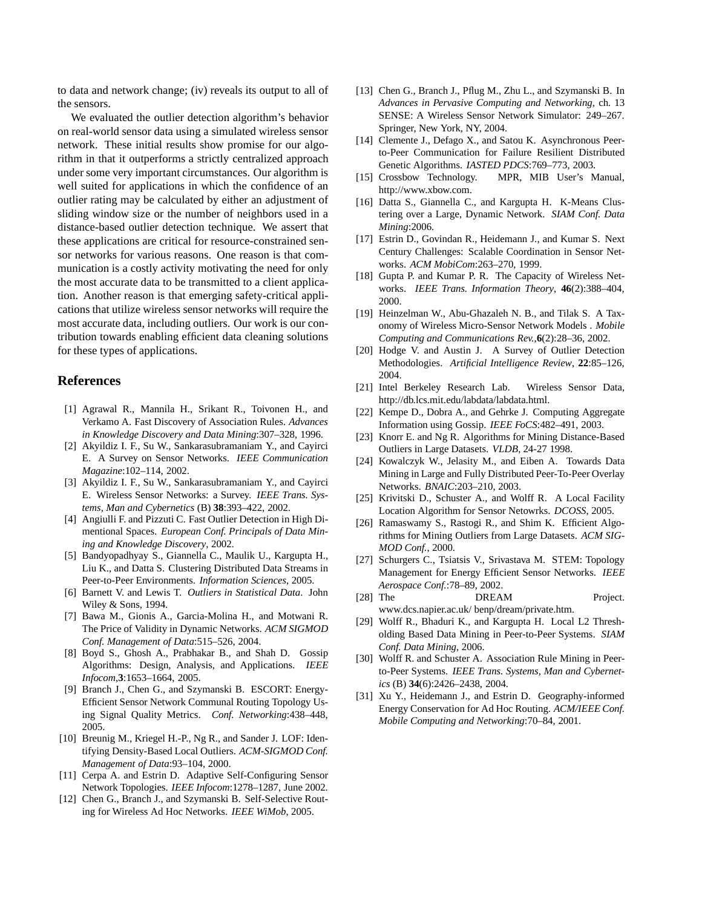to data and network change; (iv) reveals its output to all of the sensors.

We evaluated the outlier detection algorithm's behavior on real-world sensor data using a simulated wireless sensor network. These initial results show promise for our algorithm in that it outperforms a strictly centralized approach under some very important circumstances. Our algorithm is well suited for applications in which the confidence of an outlier rating may be calculated by either an adjustment of sliding window size or the number of neighbors used in a distance-based outlier detection technique. We assert that these applications are critical for resource-constrained sensor networks for various reasons. One reason is that communication is a costly activity motivating the need for only the most accurate data to be transmitted to a client application. Another reason is that emerging safety-critical applications that utilize wireless sensor networks will require the most accurate data, including outliers. Our work is our contribution towards enabling efficient data cleaning solutions for these types of applications.

## References

[1] Agrawal R., Mannila H., Srikant R., Toivonen H., and Verkamo A. Fast Discovery of Association Rules. *Advances in Knowledge Discovery and Data Mining*:307–328, 1996.

[2] Akyildiz I. F., Su W., Sankarasubramaniam Y., and Cayirci E. A Survey on Sensor Networks. *IEEE Communication Magazine*:102–114, 2002.

[3] Akyildiz I. F., Su W., Sankarasubramaniam Y., and Cayirci E. Wireless Sensor Networks: a Survey. *IEEE Trans. Systems, Man and Cybernetics* (B) **38**:393–422, 2002.

[4] Angiulli F. and Pizzuti C. Fast Outlier Detection in High Dimentional Spaces. *European Conf. Principals of Data Mining and Knowledge Discovery*, 2002.

[5] Bandyopadhyay S., Giannella C., Maulik U., Kargupta H., Liu K., and Datta S. Clustering Distributed Data Streams in Peer-to-Peer Environments. *Information Sciences*, 2005.

[6] Barnett V. and Lewis T. *Outliers in Statistical Data*. John Wiley & Sons, 1994.

[7] Bawa M., Gionis A., Garcia-Molina H., and Motwani R. The Price of Validity in Dynamic Networks. *ACM SIGMOD Conf. Management of Data*:515–526, 2004.

[8] Boyd S., Ghosh A., Prabhakar B., and Shah D. Gossip Algorithms: Design, Analysis, and Applications. *IEEE Infocom*,**3**:1653–1664, 2005.

[9] Branch J., Chen G., and Szymanski B. ESCORT: Energy-Efficient Sensor Network Communal Routing Topology Using Signal Quality Metrics. *Conf. Networking*:438–448, 2005.

[10] Breunig M., Kriegel H.-P., Ng R., and Sander J. LOF: Identifying Density-Based Local Outliers. *ACM-SIGMOD Conf. Management of Data*:93–104, 2000.

[11] Cerpa A. and Estrin D. Adaptive Self-Configuring Sensor Network Topologies. *IEEE Infocom*:1278–1287, June 2002.

[12] Chen G., Branch J., and Szymanski B. Self-Selective Routing for Wireless Ad Hoc Networks. *IEEE WiMob*, 2005.

[13] Chen G., Branch J., Pflug M., Zhu L., and Szymanski B. In *Advances in Pervasive Computing and Networking*, ch. 13 SENSE: A Wireless Sensor Network Simulator: 249–267. Springer, New York, NY, 2004.

[14] Clemente J., Defago X., and Satou K. Asynchronous Peer-to-Peer Communication for Failure Resilient Distributed Genetic Algorithms. *IASTED PDCS*:769–773, 2003.

[15] Crossbow Technology. MPR, MIB User's Manual, http://www.xbow.com.

[16] Datta S., Giannella C., and Kargupta H. K-Means Clustering over a Large, Dynamic Network. *SIAM Conf. Data Mining*:2006.

[17] Estrin D., Govindan R., Heidemann J., and Kumar S. Next Century Challenges: Scalable Coordination in Sensor Networks. *ACM MobiCom*:263–270, 1999.

[18] Gupta P. and Kumar P. R. The Capacity of Wireless Networks. *IEEE Trans. Information Theory*, **46**(2):388–404, 2000.

[19] Heinzelman W., Abu-Ghazaleh N. B., and Tilak S. A Taxonomy of Wireless Micro-Sensor Network Models . *Mobile Computing and Communications Rev.*,**6**(2):28–36, 2002.

[20] Hodge V. and Austin J. A Survey of Outlier Detection Methodologies. *Artificial Intelligence Review*, **22**:85–126, 2004.

[21] Intel Berkeley Research Lab. Wireless Sensor Data, http://db.lcs.mit.edu/labdata/labdata.html.

[22] Kempe D., Dobra A., and Gehrke J. Computing Aggregate Information using Gossip. *IEEE FoCS*:482–491, 2003.

[23] Knorr E. and Ng R. Algorithms for Mining Distance-Based Outliers in Large Datasets. *VLDB*, 24-27 1998.

[24] Kowalczyk W., Jelasity M., and Eiben A. Towards Data Mining in Large and Fully Distributed Peer-To-Peer Overlay Networks. *BNAIC*:203–210, 2003.

[25] Krivitski D., Schuster A., and Wolff R. A Local Facility Location Algorithm for Sensor Netowrks. *DCOSS*, 2005.

[26] Ramaswamy S., Rastogi R., and Shim K. Efficient Algorithms for Mining Outliers from Large Datasets. *ACM SIGMOD Conf.*, 2000.

[27] Schurgers C., Tsiatsis V., Srivastava M. STEM: Topology Management for Energy Efficient Sensor Networks. *IEEE Aerospace Conf.*:78–89, 2002.

[28] The DREAM Project. www.dcs.napier.ac.uk/ benp/dream/private.htm.

[29] Wolff R., Bhaduri K., and Kargupta H. Local L2 Thresholding Based Data Mining in Peer-to-Peer Systems. *SIAM Conf. Data Mining*, 2006.

[30] Wolff R. and Schuster A. Association Rule Mining in Peer-to-Peer Systems. *IEEE Trans. Systems, Man and Cybernetics* (B) **34**(6):2426–2438, 2004.

[31] Xu Y., Heidemann J., and Estrin D. Geography-informed Energy Conservation for Ad Hoc Routing. *ACM/IEEE Conf. Mobile Computing and Networking*:70–84, 2001.